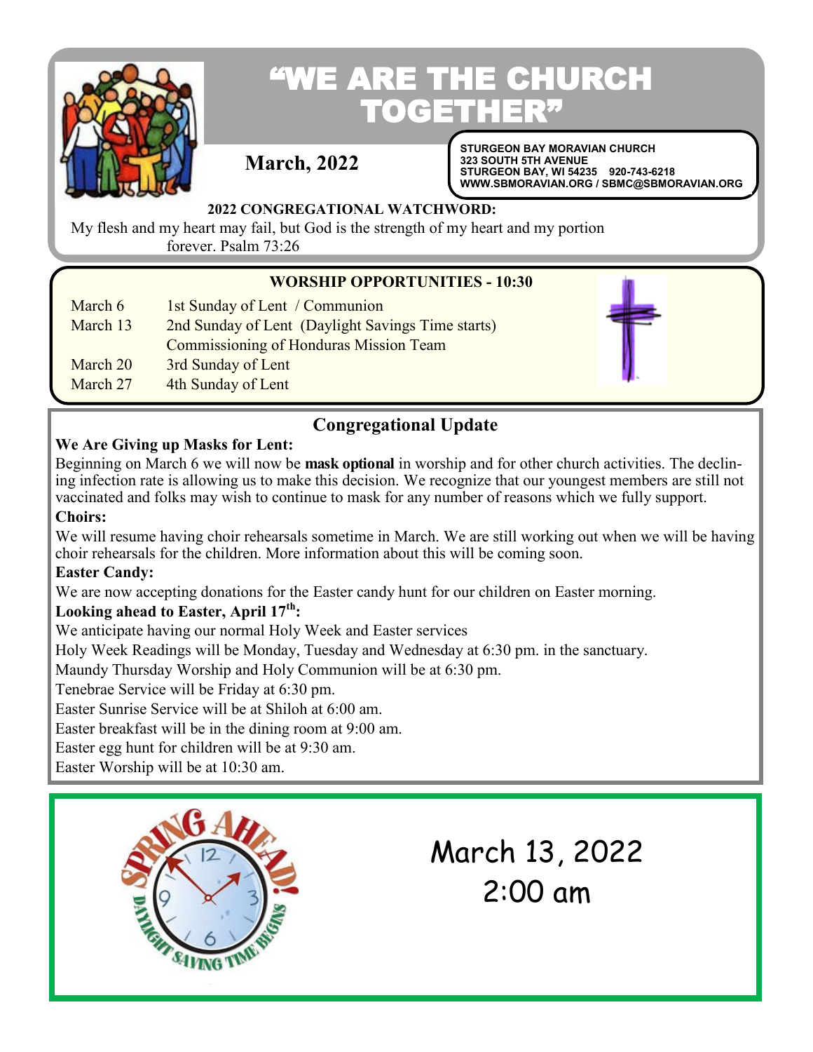# "WE ARE THE CHURCH TOGETHER"

**March, 2022**

**STURGEON BAY MORAVIAN CHURCH**
**323 SOUTH 5TH AVENUE**
**STURGEON BAY, WI 54235 920-743-6218**
**WWW.SBMORAVIAN.ORG / SBMC@SBMORAVIAN.ORG**

**2022 CONGREGATIONAL WATCHWORD:**

My flesh and my heart may fail, but God is the strength of my heart and my portion forever. Psalm 73:26

## WORSHIP OPPORTUNITIES - 10:30

| | |
|---|---|
| March 6 | 1st Sunday of Lent / Communion |
| March 13 | 2nd Sunday of Lent (Daylight Savings Time starts) |
| | Commissioning of Honduras Mission Team |
| March 20 | 3rd Sunday of Lent |
| March 27 | 4th Sunday of Lent |

## Congregational Update

**We Are Giving up Masks for Lent:**

Beginning on March 6 we will now be **mask optional** in worship and for other church activities. The declining infection rate is allowing us to make this decision. We recognize that our youngest members are still not vaccinated and folks may wish to continue to mask for any number of reasons which we fully support.

**Choirs:**

We will resume having choir rehearsals sometime in March. We are still working out when we will be having choir rehearsals for the children. More information about this will be coming soon.

**Easter Candy:**

We are now accepting donations for the Easter candy hunt for our children on Easter morning.

**Looking ahead to Easter, April 17th:**

We anticipate having our normal Holy Week and Easter services

Holy Week Readings will be Monday, Tuesday and Wednesday at 6:30 pm. in the sanctuary.

Maundy Thursday Worship and Holy Communion will be at 6:30 pm.

Tenebrae Service will be Friday at 6:30 pm.

Easter Sunrise Service will be at Shiloh at 6:00 am.

Easter breakfast will be in the dining room at 9:00 am.

Easter egg hunt for children will be at 9:30 am.

Easter Worship will be at 10:30 am.

SPRING AHEAD! DAYLIGHT SAVING TIME BEGINS

March 13, 2022
2:00 am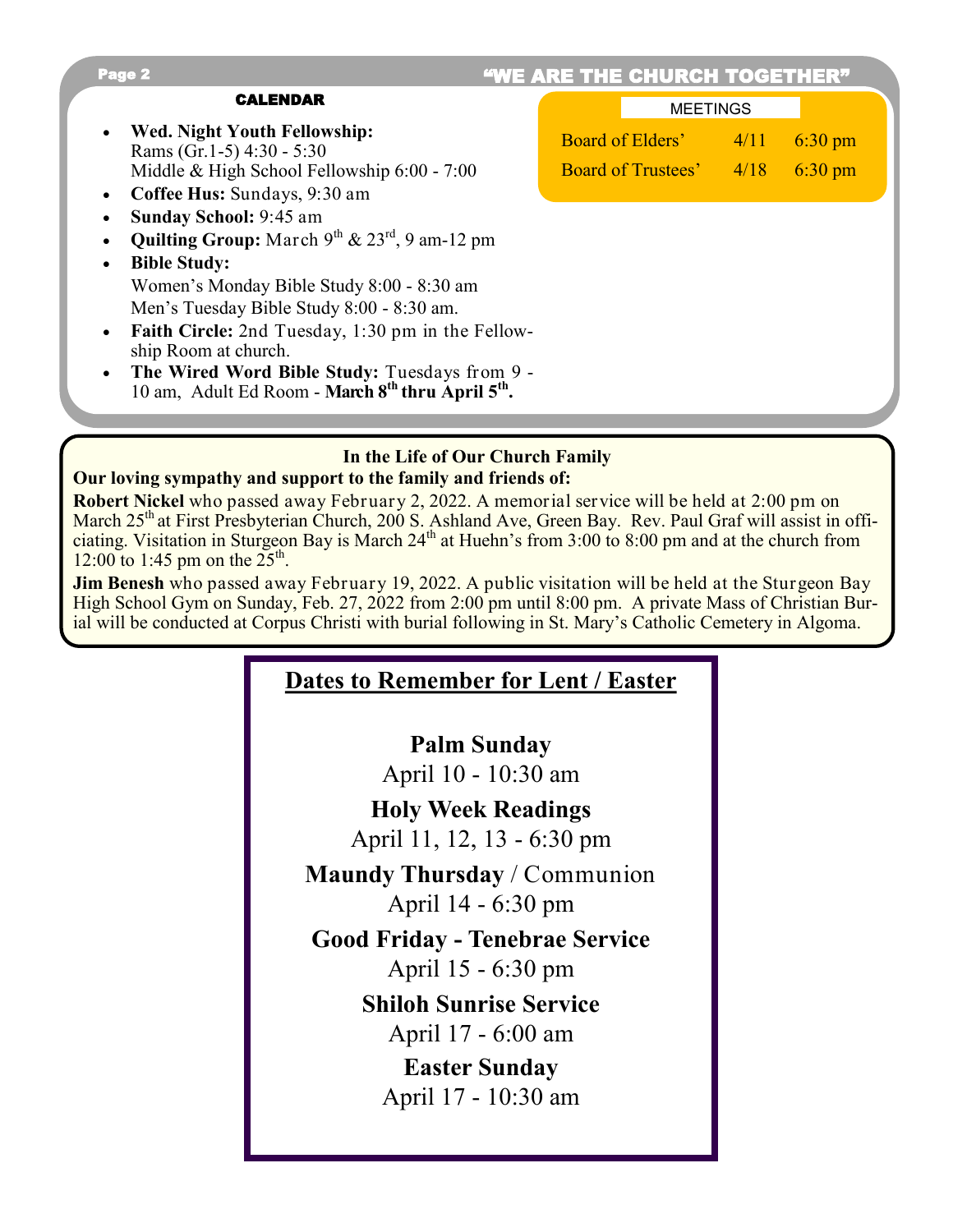## CALENDAR

- **Wed. Night Youth Fellowship:**
  Rams (Gr.1-5) 4:30 - 5:30
  Middle & High School Fellowship 6:00 - 7:00
- **Coffee Hus:** Sundays, 9:30 am
- **Sunday School:** 9:45 am
- **Quilting Group:** March 9th & 23rd, 9 am-12 pm
- **Bible Study:**
  Women's Monday Bible Study 8:00 - 8:30 am
  Men's Tuesday Bible Study 8:00 - 8:30 am.
- **Faith Circle:** 2nd Tuesday, 1:30 pm in the Fellowship Room at church.
- **The Wired Word Bible Study:** Tuesdays from 9 - 10 am, Adult Ed Room - **March 8th thru April 5th.**

## MEETINGS

| | | |
|---|---|---|
| Board of Elders' | 4/11 | 6:30 pm |
| Board of Trustees' | 4/18 | 6:30 pm |

### In the Life of Our Church Family

**Our loving sympathy and support to the family and friends of:**

**Robert Nickel** who passed away February 2, 2022. A memorial service will be held at 2:00 pm on March 25th at First Presbyterian Church, 200 S. Ashland Ave, Green Bay. Rev. Paul Graf will assist in officiating. Visitation in Sturgeon Bay is March 24th at Huehn's from 3:00 to 8:00 pm and at the church from 12:00 to 1:45 pm on the 25th.

**Jim Benesh** who passed away February 19, 2022. A public visitation will be held at the Sturgeon Bay High School Gym on Sunday, Feb. 27, 2022 from 2:00 pm until 8:00 pm. A private Mass of Christian Burial will be conducted at Corpus Christi with burial following in St. Mary's Catholic Cemetery in Algoma.

## Dates to Remember for Lent / Easter

**Palm Sunday**
April 10 - 10:30 am

**Holy Week Readings**
April 11, 12, 13 - 6:30 pm

**Maundy Thursday** / Communion
April 14 - 6:30 pm

**Good Friday - Tenebrae Service**
April 15 - 6:30 pm

**Shiloh Sunrise Service**
April 17 - 6:00 am

**Easter Sunday**
April 17 - 10:30 am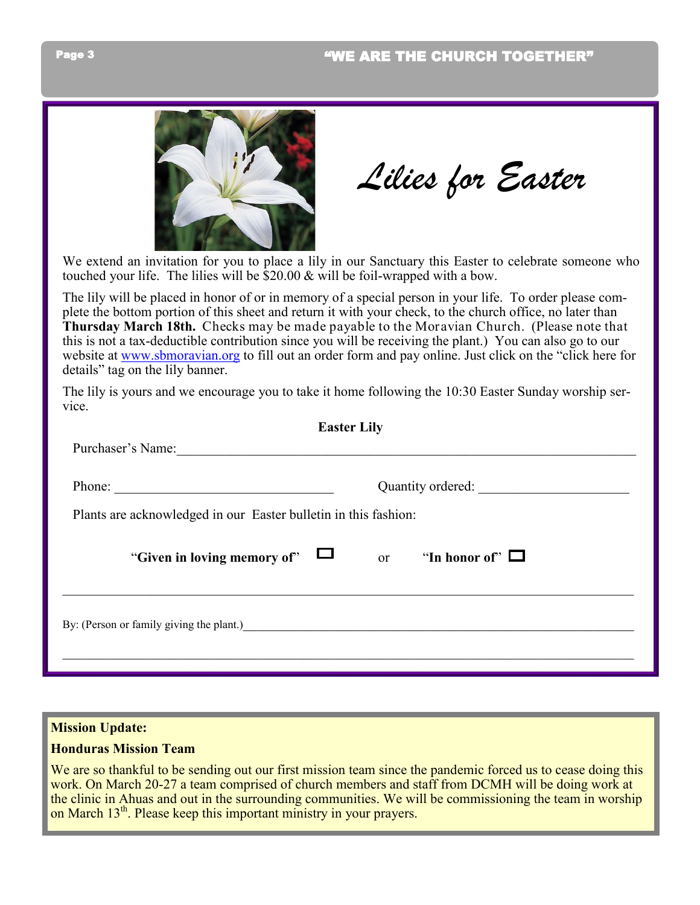# Lilies for Easter

We extend an invitation for you to place a lily in our Sanctuary this Easter to celebrate someone who touched your life. The lilies will be $20.00 & will be foil-wrapped with a bow.

The lily will be placed in honor of or in memory of a special person in your life. To order please complete the bottom portion of this sheet and return it with your check, to the church office, no later than **Thursday March 18th.** Checks may be made payable to the Moravian Church. (Please note that this is not a tax-deductible contribution since you will be receiving the plant.) You can also go to our website at [www.sbmoravian.org](http://www.sbmoravian.org) to fill out an order form and pay online. Just click on the "click here for details" tag on the lily banner.

The lily is yours and we encourage you to take it home following the 10:30 Easter Sunday worship service.

**Easter Lily**

Purchaser's Name:______________________________________________

Phone: ________________________ Quantity ordered: ________________

Plants are acknowledged in our Easter bulletin in this fashion:

"**Given in loving memory of**" ☐ or "**In honor of**" ☐

______________________________________________________________

By: (Person or family giving the plant.)_____________________________

______________________________________________________________

**Mission Update:**

**Honduras Mission Team**

We are so thankful to be sending out our first mission team since the pandemic forced us to cease doing this work. On March 20-27 a team comprised of church members and staff from DCMH will be doing work at the clinic in Ahuas and out in the surrounding communities. We will be commissioning the team in worship on March 13th. Please keep this important ministry in your prayers.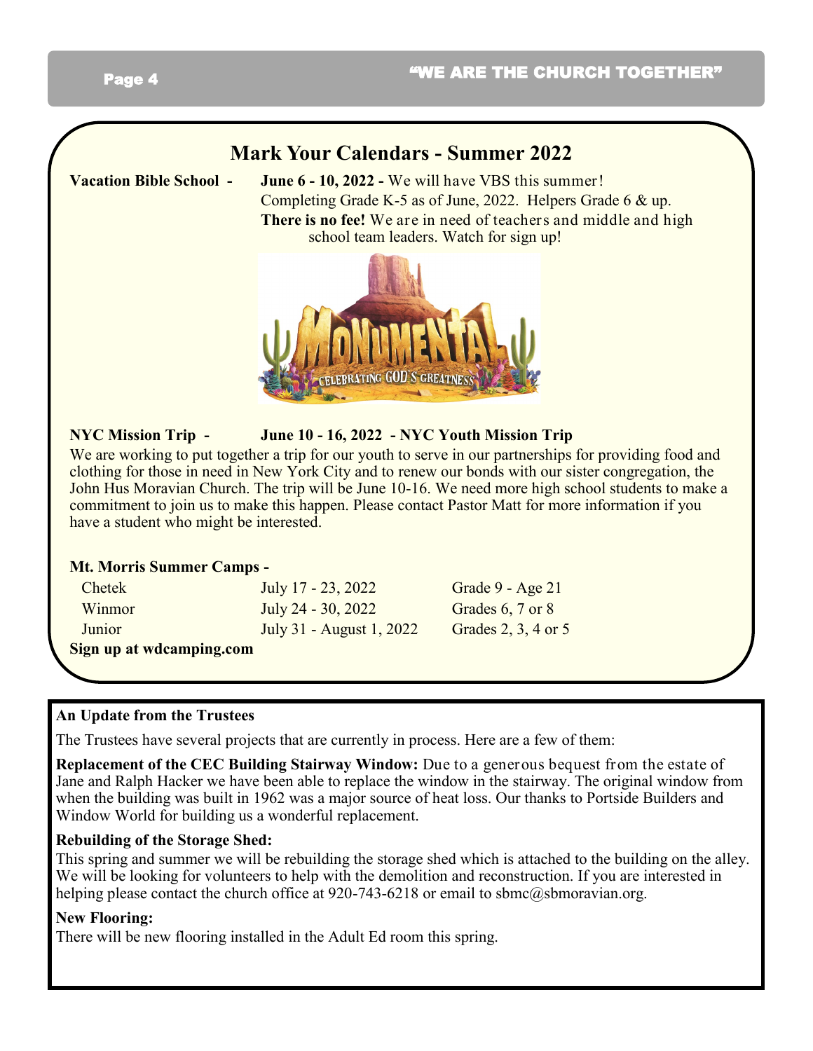## Mark Your Calendars - Summer 2022

**Vacation Bible School -** **June 6 - 10, 2022 -** We will have VBS this summer! Completing Grade K-5 as of June, 2022. Helpers Grade 6 & up. **There is no fee!** We are in need of teachers and middle and high school team leaders. Watch for sign up!

**NYC Mission Trip -** **June 10 - 16, 2022 - NYC Youth Mission Trip**

We are working to put together a trip for our youth to serve in our partnerships for providing food and clothing for those in need in New York City and to renew our bonds with our sister congregation, the John Hus Moravian Church. The trip will be June 10-16. We need more high school students to make a commitment to join us to make this happen. Please contact Pastor Matt for more information if you have a student who might be interested.

**Mt. Morris Summer Camps -**

| | | |
|---|---|---|
| Chetek | July 17 - 23, 2022 | Grade 9 - Age 21 |
| Winmor | July 24 - 30, 2022 | Grades 6, 7 or 8 |
| Junior | July 31 - August 1, 2022 | Grades 2, 3, 4 or 5 |

**Sign up at wdcamping.com**

### An Update from the Trustees

The Trustees have several projects that are currently in process. Here are a few of them:

**Replacement of the CEC Building Stairway Window:** Due to a generous bequest from the estate of Jane and Ralph Hacker we have been able to replace the window in the stairway. The original window from when the building was built in 1962 was a major source of heat loss. Our thanks to Portside Builders and Window World for building us a wonderful replacement.

**Rebuilding of the Storage Shed:**

This spring and summer we will be rebuilding the storage shed which is attached to the building on the alley. We will be looking for volunteers to help with the demolition and reconstruction. If you are interested in helping please contact the church office at 920-743-6218 or email to sbmc@sbmoravian.org.

**New Flooring:**

There will be new flooring installed in the Adult Ed room this spring.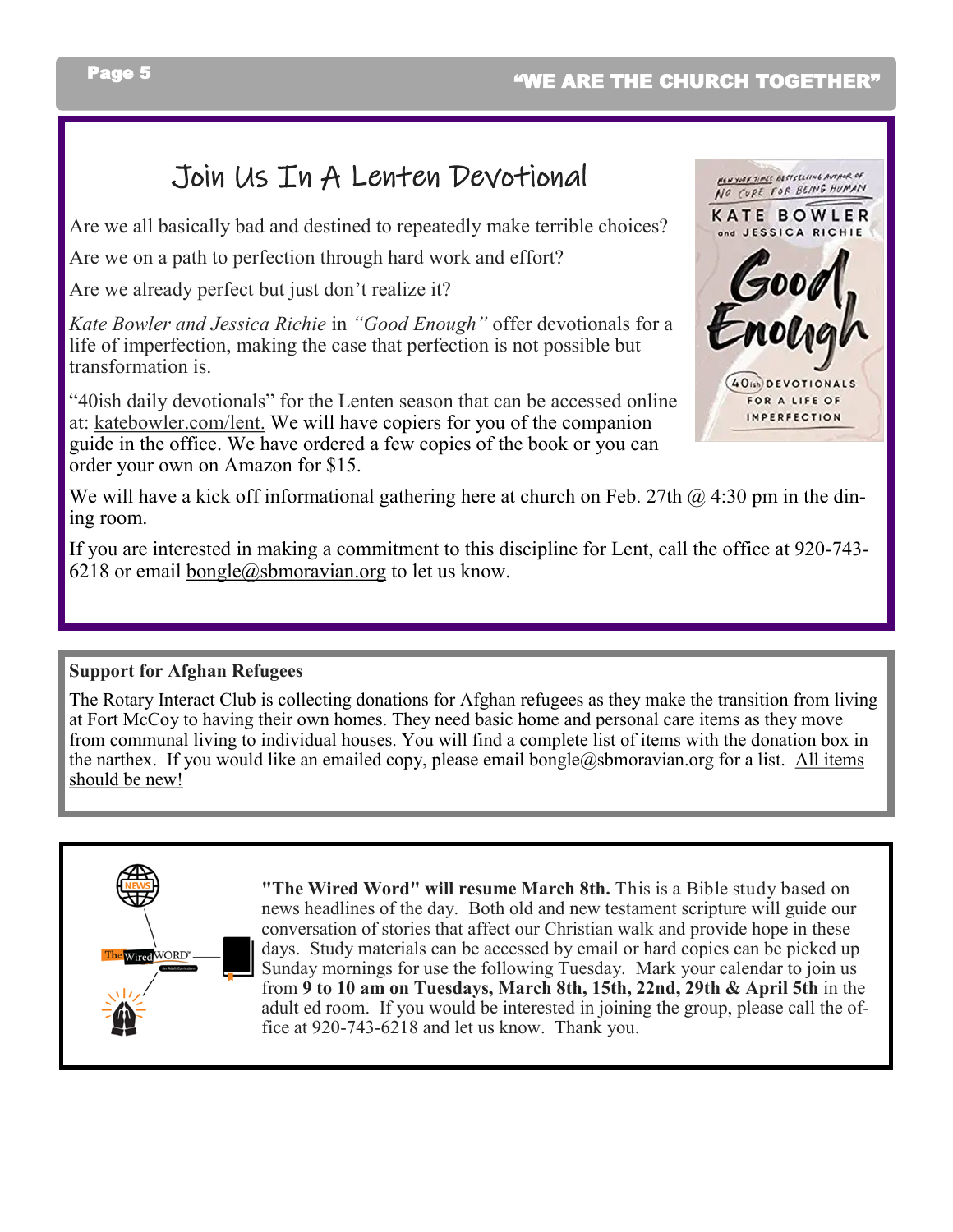## Join Us In A Lenten Devotional

Are we all basically bad and destined to repeatedly make terrible choices?

Are we on a path to perfection through hard work and effort?

Are we already perfect but just don't realize it?

*Kate Bowler and Jessica Richie* in *"Good Enough"* offer devotionals for a life of imperfection, making the case that perfection is not possible but transformation is.

"40ish daily devotionals" for the Lenten season that can be accessed online at: katebowler.com/lent. We will have copiers for you of the companion guide in the office. We have ordered a few copies of the book or you can order your own on Amazon for $15.

We will have a kick off informational gathering here at church on Feb. 27th @ 4:30 pm in the dining room.

If you are interested in making a commitment to this discipline for Lent, call the office at 920-743-6218 or email bongle@sbmoravian.org to let us know.

**Support for Afghan Refugees**

The Rotary Interact Club is collecting donations for Afghan refugees as they make the transition from living at Fort McCoy to having their own homes. They need basic home and personal care items as they move from communal living to individual houses. You will find a complete list of items with the donation box in the narthex. If you would like an emailed copy, please email bongle@sbmoravian.org for a list. All items should be new!

**"The Wired Word" will resume March 8th.** This is a Bible study based on news headlines of the day. Both old and new testament scripture will guide our conversation of stories that affect our Christian walk and provide hope in these days. Study materials can be accessed by email or hard copies can be picked up Sunday mornings for use the following Tuesday. Mark your calendar to join us from **9 to 10 am on Tuesdays, March 8th, 15th, 22nd, 29th & April 5th** in the adult ed room. If you would be interested in joining the group, please call the office at 920-743-6218 and let us know. Thank you.